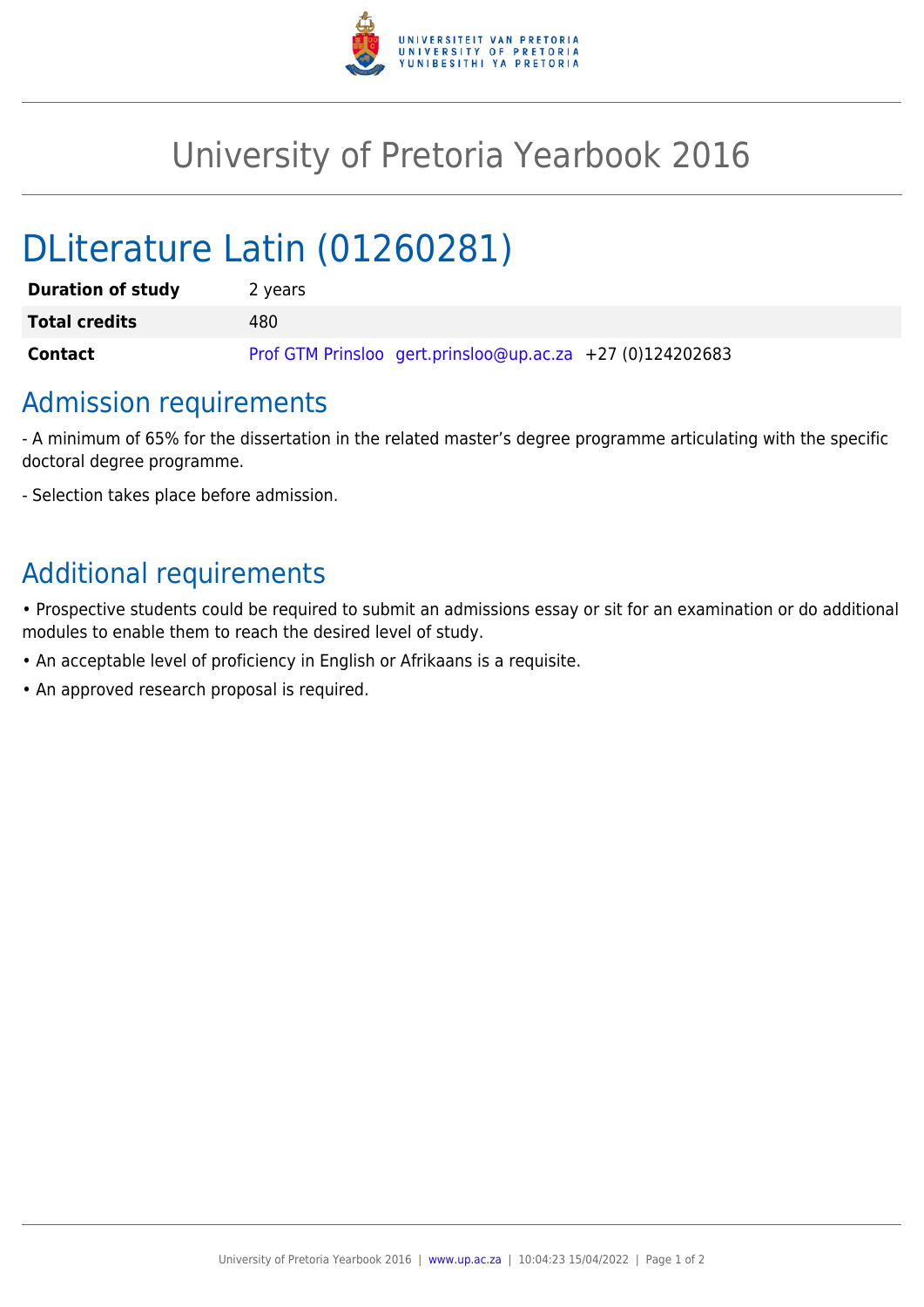# University of Pretoria Yearbook 2016

# DLiterature Latin (01260281)

| | |
|---|---|
| **Duration of study** | 2 years |
| **Total credits** | 480 |
| **Contact** | Prof GTM Prinsloo gert.prinsloo@up.ac.za +27 (0)124202683 |

## Admission requirements

- A minimum of 65% for the dissertation in the related master's degree programme articulating with the specific doctoral degree programme.

- Selection takes place before admission.

## Additional requirements

• Prospective students could be required to submit an admissions essay or sit for an examination or do additional modules to enable them to reach the desired level of study.

• An acceptable level of proficiency in English or Afrikaans is a requisite.

• An approved research proposal is required.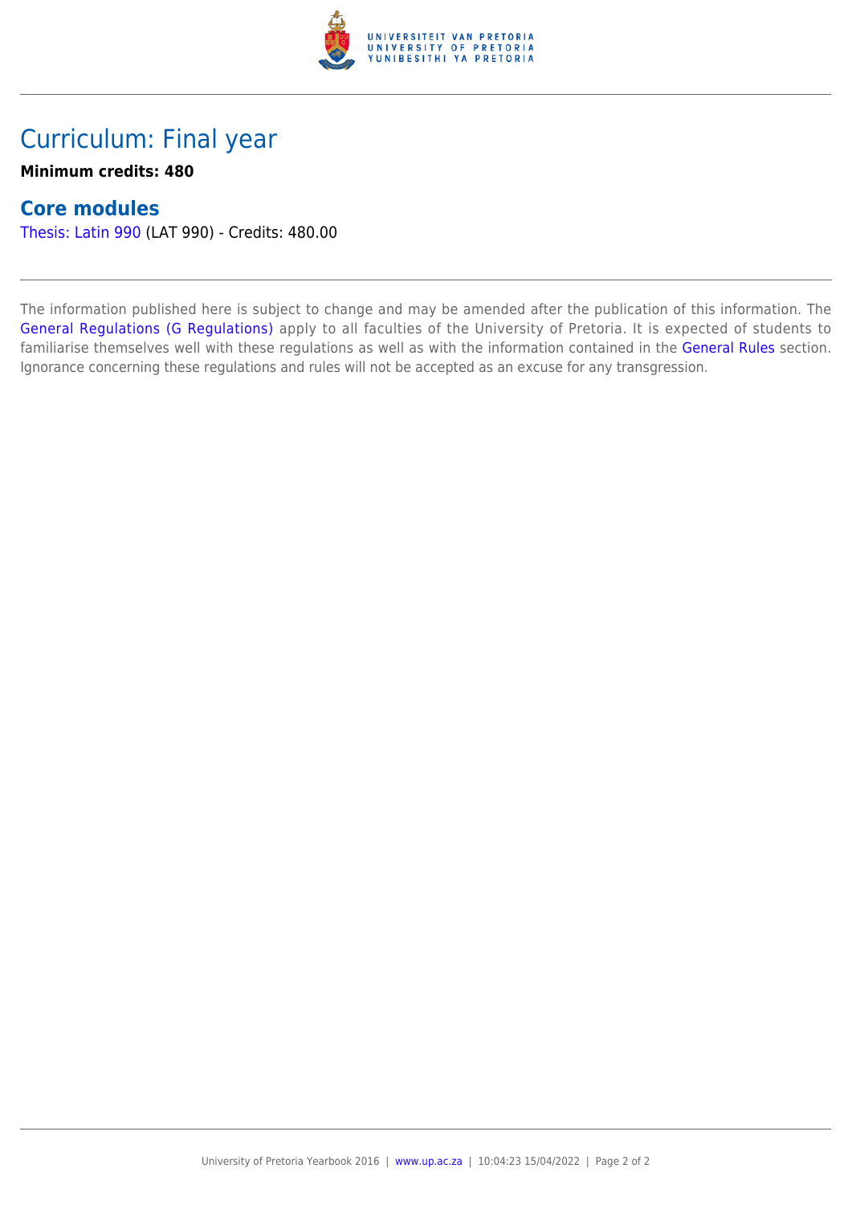## Curriculum: Final year

**Minimum credits: 480**

### Core modules

Thesis: Latin 990 (LAT 990) - Credits: 480.00

The information published here is subject to change and may be amended after the publication of this information. The General Regulations (G Regulations) apply to all faculties of the University of Pretoria. It is expected of students to familiarise themselves well with these regulations as well as with the information contained in the General Rules section. Ignorance concerning these regulations and rules will not be accepted as an excuse for any transgression.